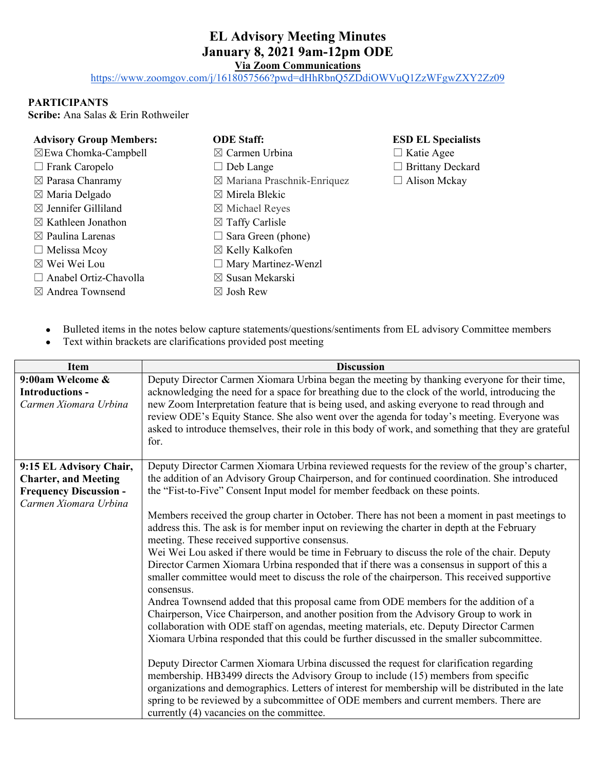# EL Advisory Meeting Minutes
## January 8, 2021 9am-12pm ODE
### Via Zoom Communications

https://www.zoomgov.com/j/1618057566?pwd=dHhRbnQ5ZDdiOWVuQ1ZzWFgwZXY2Zz09

**PARTICIPANTS**
**Scribe:** Ana Salas & Erin Rothweiler

**Advisory Group Members:**
☒Ewa Chomka-Campbell
☐ Frank Caropelo
☒ Parasa Chanramy
☒ Maria Delgado
☒ Jennifer Gilliland
☒ Kathleen Jonathon
☒ Paulina Larenas
☐ Melissa Mcoy
☒ Wei Wei Lou
☐ Anabel Ortiz-Chavolla
☒ Andrea Townsend

**ODE Staff:**
☒ Carmen Urbina
☐ Deb Lange
☒ Mariana Praschnik-Enriquez
☒ Mirela Blekic
☒ Michael Reyes
☒ Taffy Carlisle
☐ Sara Green (phone)
☒ Kelly Kalkofen
☐ Mary Martinez-Wenzl
☒ Susan Mekarski
☒ Josh Rew

**ESD EL Specialists**
☐ Katie Agee
☐ Brittany Deckard
☐ Alison Mckay

- Bulleted items in the notes below capture statements/questions/sentiments from EL advisory Committee members
- Text within brackets are clarifications provided post meeting

| Item | Discussion |
|---|---|
| **9:00am Welcome & Introductions -** *Carmen Xiomara Urbina* | Deputy Director Carmen Xiomara Urbina began the meeting by thanking everyone for their time, acknowledging the need for a space for breathing due to the clock of the world, introducing the new Zoom Interpretation feature that is being used, and asking everyone to read through and review ODE's Equity Stance. She also went over the agenda for today's meeting. Everyone was asked to introduce themselves, their role in this body of work, and something that they are grateful for. |
| **9:15 EL Advisory Chair, Charter, and Meeting Frequency Discussion -** *Carmen Xiomara Urbina* | Deputy Director Carmen Xiomara Urbina reviewed requests for the review of the group's charter, the addition of an Advisory Group Chairperson, and for continued coordination. She introduced the "Fist-to-Five" Consent Input model for member feedback on these points.<br><br>Members received the group charter in October. There has not been a moment in past meetings to address this. The ask is for member input on reviewing the charter in depth at the February meeting. These received supportive consensus.<br>Wei Wei Lou asked if there would be time in February to discuss the role of the chair. Deputy Director Carmen Xiomara Urbina responded that if there was a consensus in support of this a smaller committee would meet to discuss the role of the chairperson. This received supportive consensus.<br>Andrea Townsend added that this proposal came from ODE members for the addition of a Chairperson, Vice Chairperson, and another position from the Advisory Group to work in collaboration with ODE staff on agendas, meeting materials, etc. Deputy Director Carmen Xiomara Urbina responded that this could be further discussed in the smaller subcommittee.<br><br>Deputy Director Carmen Xiomara Urbina discussed the request for clarification regarding membership. HB3499 directs the Advisory Group to include (15) members from specific organizations and demographics. Letters of interest for membership will be distributed in the late spring to be reviewed by a subcommittee of ODE members and current members. There are currently (4) vacancies on the committee. |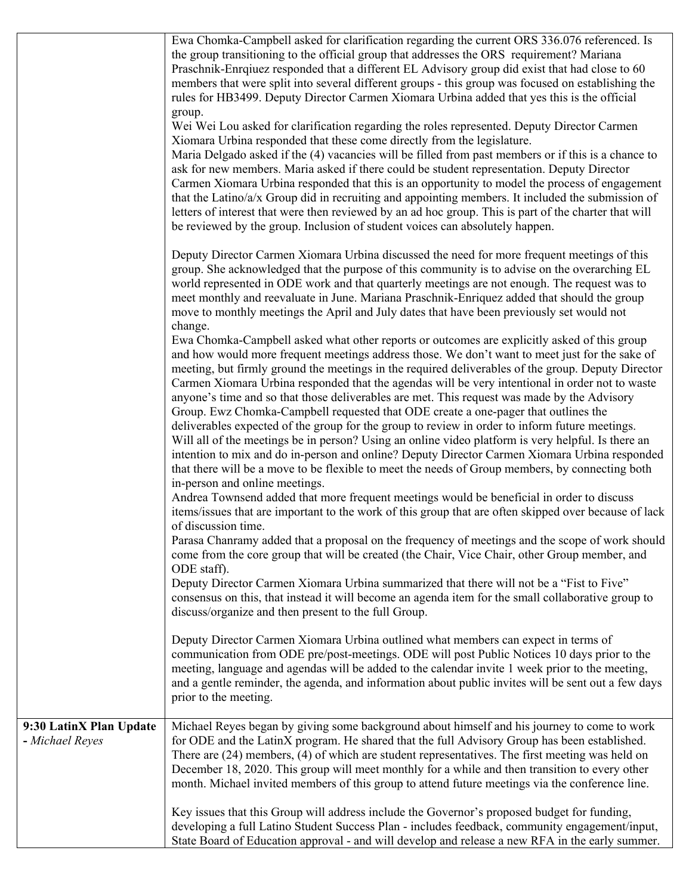| | |
|---|---|
| | Ewa Chomka-Campbell asked for clarification regarding the current ORS 336.076 referenced. Is the group transitioning to the official group that addresses the ORS requirement? Mariana Praschnik-Enrqiuez responded that a different EL Advisory group did exist that had close to 60 members that were split into several different groups - this group was focused on establishing the rules for HB3499. Deputy Director Carmen Xiomara Urbina added that yes this is the official group.<br>Wei Wei Lou asked for clarification regarding the roles represented. Deputy Director Carmen Xiomara Urbina responded that these come directly from the legislature.<br>Maria Delgado asked if the (4) vacancies will be filled from past members or if this is a chance to ask for new members. Maria asked if there could be student representation. Deputy Director Carmen Xiomara Urbina responded that this is an opportunity to model the process of engagement that the Latino/a/x Group did in recruiting and appointing members. It included the submission of letters of interest that were then reviewed by an ad hoc group. This is part of the charter that will be reviewed by the group. Inclusion of student voices can absolutely happen.<br><br>Deputy Director Carmen Xiomara Urbina discussed the need for more frequent meetings of this group. She acknowledged that the purpose of this community is to advise on the overarching EL world represented in ODE work and that quarterly meetings are not enough. The request was to meet monthly and reevaluate in June. Mariana Praschnik-Enriquez added that should the group move to monthly meetings the April and July dates that have been previously set would not change.<br>Ewa Chomka-Campbell asked what other reports or outcomes are explicitly asked of this group and how would more frequent meetings address those. We don't want to meet just for the sake of meeting, but firmly ground the meetings in the required deliverables of the group. Deputy Director Carmen Xiomara Urbina responded that the agendas will be very intentional in order not to waste anyone's time and so that those deliverables are met. This request was made by the Advisory Group. Ewz Chomka-Campbell requested that ODE create a one-pager that outlines the deliverables expected of the group for the group to review in order to inform future meetings. Will all of the meetings be in person? Using an online video platform is very helpful. Is there an intention to mix and do in-person and online? Deputy Director Carmen Xiomara Urbina responded that there will be a move to be flexible to meet the needs of Group members, by connecting both in-person and online meetings.<br>Andrea Townsend added that more frequent meetings would be beneficial in order to discuss items/issues that are important to the work of this group that are often skipped over because of lack of discussion time.<br>Parasa Chanramy added that a proposal on the frequency of meetings and the scope of work should come from the core group that will be created (the Chair, Vice Chair, other Group member, and ODE staff).<br>Deputy Director Carmen Xiomara Urbina summarized that there will not be a "Fist to Five" consensus on this, that instead it will become an agenda item for the small collaborative group to discuss/organize and then present to the full Group.<br><br>Deputy Director Carmen Xiomara Urbina outlined what members can expect in terms of communication from ODE pre/post-meetings. ODE will post Public Notices 10 days prior to the meeting, language and agendas will be added to the calendar invite 1 week prior to the meeting, and a gentle reminder, the agenda, and information about public invites will be sent out a few days prior to the meeting. |
| **9:30 LatinX Plan Update** - *Michael Reyes* | Michael Reyes began by giving some background about himself and his journey to come to work for ODE and the LatinX program. He shared that the full Advisory Group has been established. There are (24) members, (4) of which are student representatives. The first meeting was held on December 18, 2020. This group will meet monthly for a while and then transition to every other month. Michael invited members of this group to attend future meetings via the conference line.<br><br>Key issues that this Group will address include the Governor's proposed budget for funding, developing a full Latino Student Success Plan - includes feedback, community engagement/input, State Board of Education approval - and will develop and release a new RFA in the early summer. |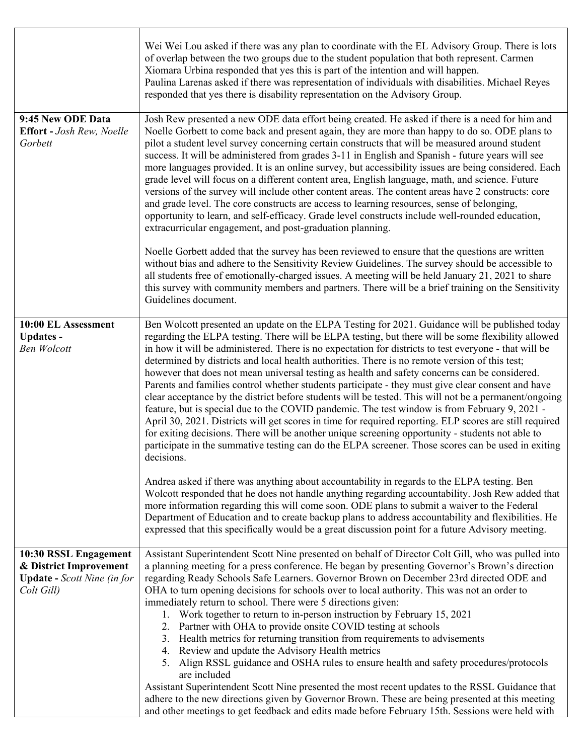| | |
|---|---|
| | Wei Wei Lou asked if there was any plan to coordinate with the EL Advisory Group. There is lots of overlap between the two groups due to the student population that both represent. Carmen Xiomara Urbina responded that yes this is part of the intention and will happen.<br>Paulina Larenas asked if there was representation of individuals with disabilities. Michael Reyes responded that yes there is disability representation on the Advisory Group. |
| **9:45 New ODE Data Effort -** *Josh Rew, Noelle Gorbett* | Josh Rew presented a new ODE data effort being created. He asked if there is a need for him and Noelle Gorbett to come back and present again, they are more than happy to do so. ODE plans to pilot a student level survey concerning certain constructs that will be measured around student success. It will be administered from grades 3-11 in English and Spanish - future years will see more languages provided. It is an online survey, but accessibility issues are being considered. Each grade level will focus on a different content area, English language, math, and science. Future versions of the survey will include other content areas. The content areas have 2 constructs: core and grade level. The core constructs are access to learning resources, sense of belonging, opportunity to learn, and self-efficacy. Grade level constructs include well-rounded education, extracurricular engagement, and post-graduation planning.<br><br>Noelle Gorbett added that the survey has been reviewed to ensure that the questions are written without bias and adhere to the Sensitivity Review Guidelines. The survey should be accessible to all students free of emotionally-charged issues. A meeting will be held January 21, 2021 to share this survey with community members and partners. There will be a brief training on the Sensitivity Guidelines document. |
| **10:00 EL Assessment Updates -** *Ben Wolcott* | Ben Wolcott presented an update on the ELPA Testing for 2021. Guidance will be published today regarding the ELPA testing. There will be ELPA testing, but there will be some flexibility allowed in how it will be administered. There is no expectation for districts to test everyone - that will be determined by districts and local health authorities. There is no remote version of this test; however that does not mean universal testing as health and safety concerns can be considered. Parents and families control whether students participate - they must give clear consent and have clear acceptance by the district before students will be tested. This will not be a permanent/ongoing feature, but is special due to the COVID pandemic. The test window is from February 9, 2021 - April 30, 2021. Districts will get scores in time for required reporting. ELP scores are still required for exiting decisions. There will be another unique screening opportunity - students not able to participate in the summative testing can do the ELPA screener. Those scores can be used in exiting decisions.<br><br>Andrea asked if there was anything about accountability in regards to the ELPA testing. Ben Wolcott responded that he does not handle anything regarding accountability. Josh Rew added that more information regarding this will come soon. ODE plans to submit a waiver to the Federal Department of Education and to create backup plans to address accountability and flexibilities. He expressed that this specifically would be a great discussion point for a future Advisory meeting. |
| **10:30 RSSL Engagement & District Improvement Update -** *Scott Nine (in for Colt Gill)* | Assistant Superintendent Scott Nine presented on behalf of Director Colt Gill, who was pulled into a planning meeting for a press conference. He began by presenting Governor's Brown's direction regarding Ready Schools Safe Learners. Governor Brown on December 23rd directed ODE and OHA to turn opening decisions for schools over to local authority. This was not an order to immediately return to school. There were 5 directions given:<br>1. Work together to return to in-person instruction by February 15, 2021<br>2. Partner with OHA to provide onsite COVID testing at schools<br>3. Health metrics for returning transition from requirements to advisements<br>4. Review and update the Advisory Health metrics<br>5. Align RSSL guidance and OSHA rules to ensure health and safety procedures/protocols are included<br><br>Assistant Superintendent Scott Nine presented the most recent updates to the RSSL Guidance that adhere to the new directions given by Governor Brown. These are being presented at this meeting and other meetings to get feedback and edits made before February 15th. Sessions were held with |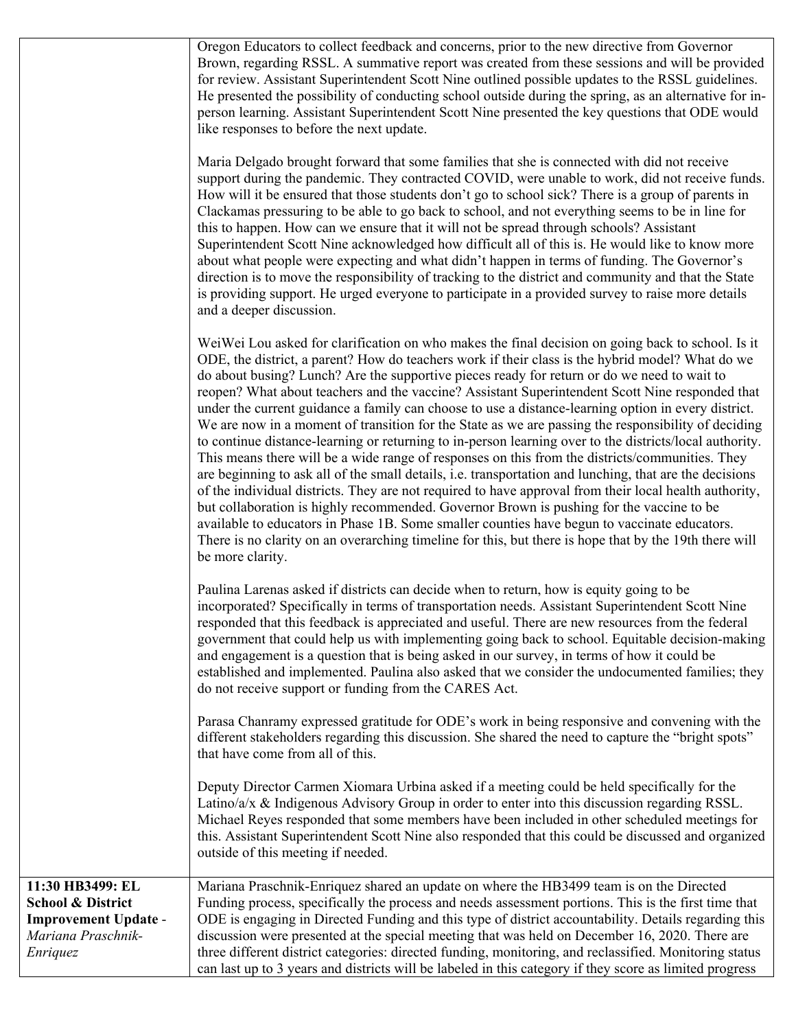| | |
|---|---|
| | Oregon Educators to collect feedback and concerns, prior to the new directive from Governor Brown, regarding RSSL. A summative report was created from these sessions and will be provided for review. Assistant Superintendent Scott Nine outlined possible updates to the RSSL guidelines. He presented the possibility of conducting school outside during the spring, as an alternative for in-person learning. Assistant Superintendent Scott Nine presented the key questions that ODE would like responses to before the next update.<br><br>Maria Delgado brought forward that some families that she is connected with did not receive support during the pandemic. They contracted COVID, were unable to work, did not receive funds. How will it be ensured that those students don't go to school sick? There is a group of parents in Clackamas pressuring to be able to go back to school, and not everything seems to be in line for this to happen. How can we ensure that it will not be spread through schools? Assistant Superintendent Scott Nine acknowledged how difficult all of this is. He would like to know more about what people were expecting and what didn't happen in terms of funding. The Governor's direction is to move the responsibility of tracking to the district and community and that the State is providing support. He urged everyone to participate in a provided survey to raise more details and a deeper discussion.<br><br>WeiWei Lou asked for clarification on who makes the final decision on going back to school. Is it ODE, the district, a parent? How do teachers work if their class is the hybrid model? What do we do about busing? Lunch? Are the supportive pieces ready for return or do we need to wait to reopen? What about teachers and the vaccine? Assistant Superintendent Scott Nine responded that under the current guidance a family can choose to use a distance-learning option in every district. We are now in a moment of transition for the State as we are passing the responsibility of deciding to continue distance-learning or returning to in-person learning over to the districts/local authority. This means there will be a wide range of responses on this from the districts/communities. They are beginning to ask all of the small details, i.e. transportation and lunching, that are the decisions of the individual districts. They are not required to have approval from their local health authority, but collaboration is highly recommended. Governor Brown is pushing for the vaccine to be available to educators in Phase 1B. Some smaller counties have begun to vaccinate educators. There is no clarity on an overarching timeline for this, but there is hope that by the 19th there will be more clarity.<br><br>Paulina Larenas asked if districts can decide when to return, how is equity going to be incorporated? Specifically in terms of transportation needs. Assistant Superintendent Scott Nine responded that this feedback is appreciated and useful. There are new resources from the federal government that could help us with implementing going back to school. Equitable decision-making and engagement is a question that is being asked in our survey, in terms of how it could be established and implemented. Paulina also asked that we consider the undocumented families; they do not receive support or funding from the CARES Act.<br><br>Parasa Chanramy expressed gratitude for ODE's work in being responsive and convening with the different stakeholders regarding this discussion. She shared the need to capture the "bright spots" that have come from all of this.<br><br>Deputy Director Carmen Xiomara Urbina asked if a meeting could be held specifically for the Latino/a/x & Indigenous Advisory Group in order to enter into this discussion regarding RSSL. Michael Reyes responded that some members have been included in other scheduled meetings for this. Assistant Superintendent Scott Nine also responded that this could be discussed and organized outside of this meeting if needed. |
| **11:30 HB3499: EL School & District Improvement Update** - *Mariana Praschnik-Enriquez* | Mariana Praschnik-Enriquez shared an update on where the HB3499 team is on the Directed Funding process, specifically the process and needs assessment portions. This is the first time that ODE is engaging in Directed Funding and this type of district accountability. Details regarding this discussion were presented at the special meeting that was held on December 16, 2020. There are three different district categories: directed funding, monitoring, and reclassified. Monitoring status can last up to 3 years and districts will be labeled in this category if they score as limited progress |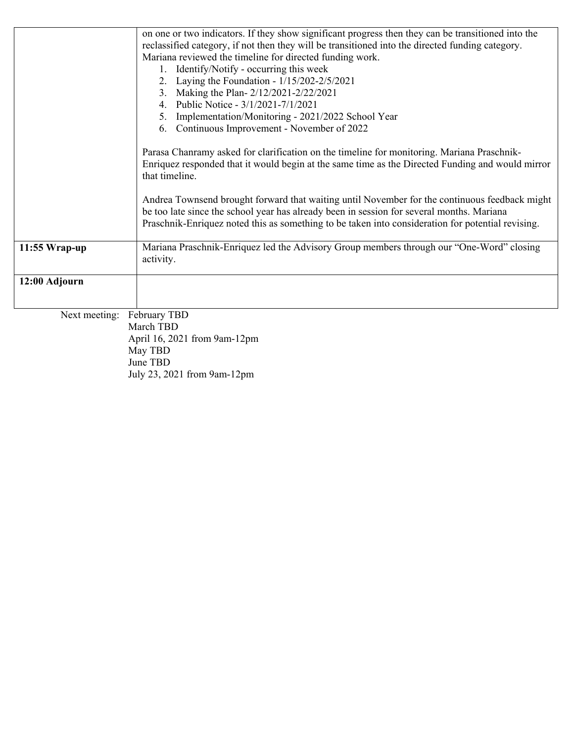| | |
|---|---|
| | on one or two indicators. If they show significant progress then they can be transitioned into the reclassified category, if not then they will be transitioned into the directed funding category. Mariana reviewed the timeline for directed funding work.<br>1. Identify/Notify - occurring this week<br>2. Laying the Foundation - 1/15/202-2/5/2021<br>3. Making the Plan- 2/12/2021-2/22/2021<br>4. Public Notice - 3/1/2021-7/1/2021<br>5. Implementation/Monitoring - 2021/2022 School Year<br>6. Continuous Improvement - November of 2022<br><br>Parasa Chanramy asked for clarification on the timeline for monitoring. Mariana Praschnik-Enriquez responded that it would begin at the same time as the Directed Funding and would mirror that timeline.<br><br>Andrea Townsend brought forward that waiting until November for the continuous feedback might be too late since the school year has already been in session for several months. Mariana Praschnik-Enriquez noted this as something to be taken into consideration for potential revising. |
| **11:55 Wrap-up** | Mariana Praschnik-Enriquez led the Advisory Group members through our "One-Word" closing activity. |
| **12:00 Adjourn** | |

Next meeting: February TBD
March TBD
April 16, 2021 from 9am-12pm
May TBD
June TBD
July 23, 2021 from 9am-12pm